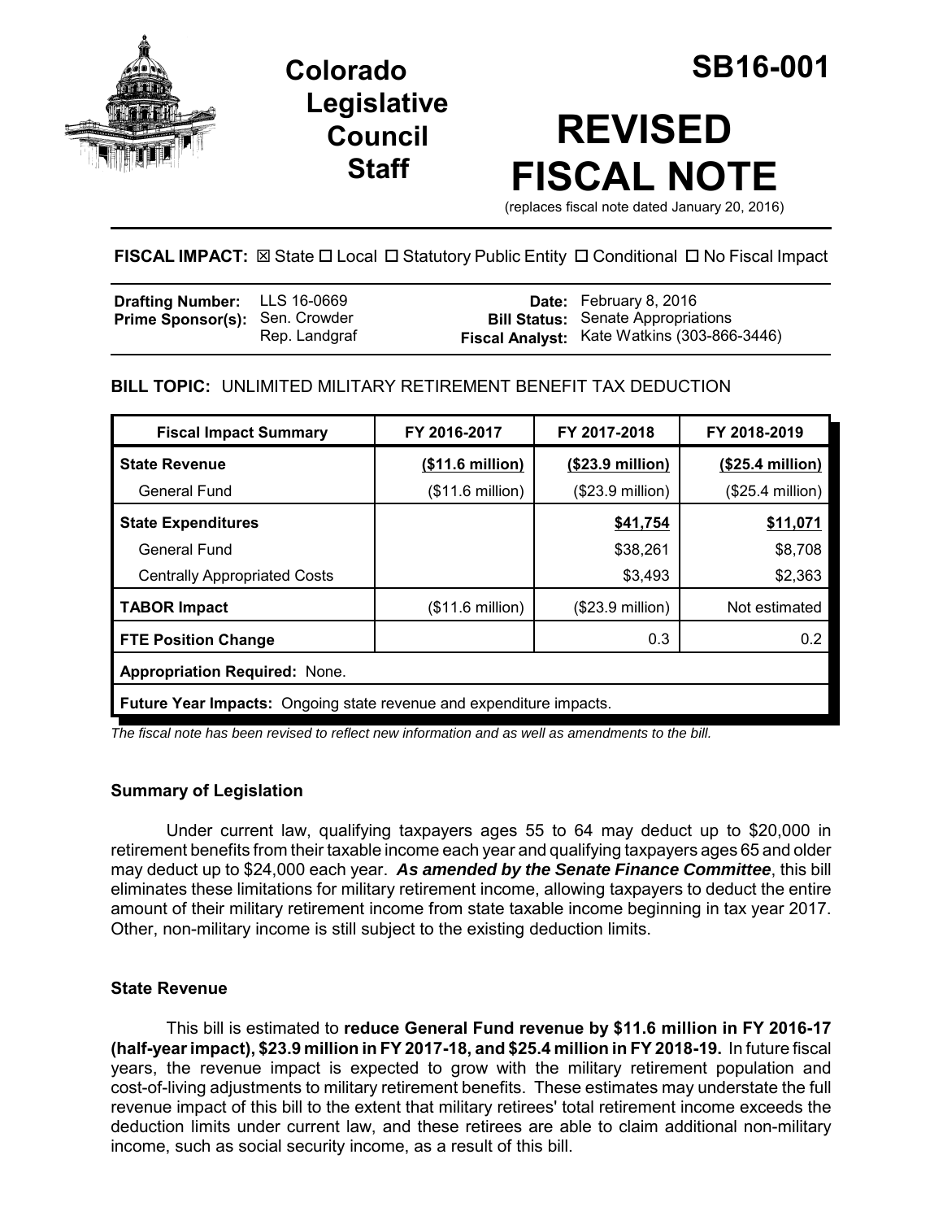# Colorado Legislative Council Staff

# SB16-001

# REVISED FISCAL NOTE

(replaces fiscal note dated January 20, 2016)

**FISCAL IMPACT:** ☒ State ☐ Local ☐ Statutory Public Entity ☐ Conditional ☐ No Fiscal Impact

| | | | |
|---|---|---|---|
| **Drafting Number:** | LLS 16-0669 | **Date:** | February 8, 2016 |
| **Prime Sponsor(s):** | Sen. Crowder<br>Rep. Landgraf | **Bill Status:** | Senate Appropriations |
| | | **Fiscal Analyst:** | Kate Watkins (303-866-3446) |

**BILL TOPIC:** UNLIMITED MILITARY RETIREMENT BENEFIT TAX DEDUCTION

| Fiscal Impact Summary | FY 2016-2017 | FY 2017-2018 | FY 2018-2019 |
|---|---|---|---|
| **State Revenue** | **($11.6 million)** | **($23.9 million)** | **($25.4 million)** |
| General Fund | ($11.6 million) | ($23.9 million) | ($25.4 million) |
| **State Expenditures** | | **$41,754** | **$11,071** |
| General Fund | | $38,261 | $8,708 |
| Centrally Appropriated Costs | | $3,493 | $2,363 |
| **TABOR Impact** | ($11.6 million) | ($23.9 million) | Not estimated |
| **FTE Position Change** | | 0.3 | 0.2 |
| **Appropriation Required:** None. | | | |
| **Future Year Impacts:** Ongoing state revenue and expenditure impacts. | | | |

*The fiscal note has been revised to reflect new information and as well as amendments to the bill.*

### Summary of Legislation

Under current law, qualifying taxpayers ages 55 to 64 may deduct up to $20,000 in retirement benefits from their taxable income each year and qualifying taxpayers ages 65 and older may deduct up to $24,000 each year. ***As amended by the Senate Finance Committee***, this bill eliminates these limitations for military retirement income, allowing taxpayers to deduct the entire amount of their military retirement income from state taxable income beginning in tax year 2017. Other, non-military income is still subject to the existing deduction limits.

### State Revenue

This bill is estimated to **reduce General Fund revenue by $11.6 million in FY 2016-17 (half-year impact), $23.9 million in FY 2017-18, and $25.4 million in FY 2018-19.** In future fiscal years, the revenue impact is expected to grow with the military retirement population and cost-of-living adjustments to military retirement benefits. These estimates may understate the full revenue impact of this bill to the extent that military retirees' total retirement income exceeds the deduction limits under current law, and these retirees are able to claim additional non-military income, such as social security income, as a result of this bill.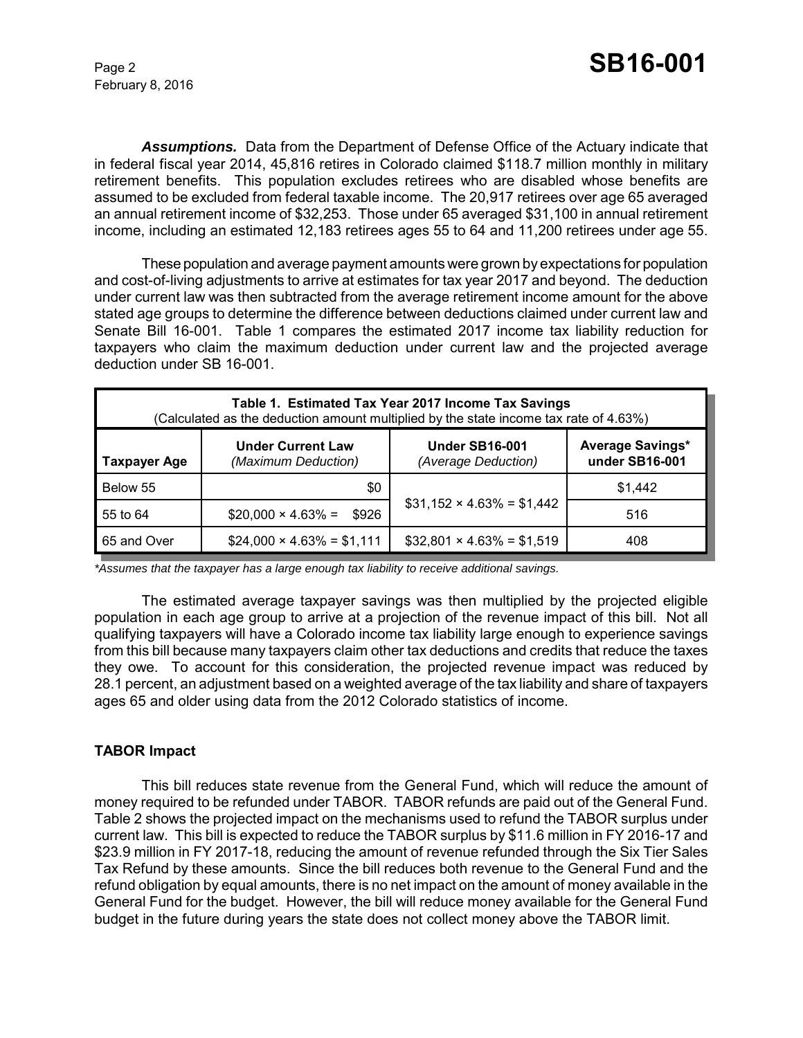***Assumptions.*** Data from the Department of Defense Office of the Actuary indicate that in federal fiscal year 2014, 45,816 retires in Colorado claimed \$118.7 million monthly in military retirement benefits. This population excludes retirees who are disabled whose benefits are assumed to be excluded from federal taxable income. The 20,917 retirees over age 65 averaged an annual retirement income of \$32,253. Those under 65 averaged \$31,100 in annual retirement income, including an estimated 12,183 retirees ages 55 to 64 and 11,200 retirees under age 55.

These population and average payment amounts were grown by expectations for population and cost-of-living adjustments to arrive at estimates for tax year 2017 and beyond. The deduction under current law was then subtracted from the average retirement income amount for the above stated age groups to determine the difference between deductions claimed under current law and Senate Bill 16-001. Table 1 compares the estimated 2017 income tax liability reduction for taxpayers who claim the maximum deduction under current law and the projected average deduction under SB 16-001.

**Table 1. Estimated Tax Year 2017 Income Tax Savings**
(Calculated as the deduction amount multiplied by the state income tax rate of 4.63%)

| Taxpayer Age | Under Current Law *(Maximum Deduction)* | Under SB16-001 *(Average Deduction)* | Average Savings* under SB16-001 |
|---|---|---|---|
| Below 55 | \$0 | \$31,152 × 4.63% = \$1,442 | \$1,442 |
| 55 to 64 | \$20,000 × 4.63% = \$926 | | 516 |
| 65 and Over | \$24,000 × 4.63% = \$1,111 | \$32,801 × 4.63% = \$1,519 | 408 |

*\*Assumes that the taxpayer has a large enough tax liability to receive additional savings.*

The estimated average taxpayer savings was then multiplied by the projected eligible population in each age group to arrive at a projection of the revenue impact of this bill. Not all qualifying taxpayers will have a Colorado income tax liability large enough to experience savings from this bill because many taxpayers claim other tax deductions and credits that reduce the taxes they owe. To account for this consideration, the projected revenue impact was reduced by 28.1 percent, an adjustment based on a weighted average of the tax liability and share of taxpayers ages 65 and older using data from the 2012 Colorado statistics of income.

## TABOR Impact

This bill reduces state revenue from the General Fund, which will reduce the amount of money required to be refunded under TABOR. TABOR refunds are paid out of the General Fund. Table 2 shows the projected impact on the mechanisms used to refund the TABOR surplus under current law. This bill is expected to reduce the TABOR surplus by \$11.6 million in FY 2016-17 and \$23.9 million in FY 2017-18, reducing the amount of revenue refunded through the Six Tier Sales Tax Refund by these amounts. Since the bill reduces both revenue to the General Fund and the refund obligation by equal amounts, there is no net impact on the amount of money available in the General Fund for the budget. However, the bill will reduce money available for the General Fund budget in the future during years the state does not collect money above the TABOR limit.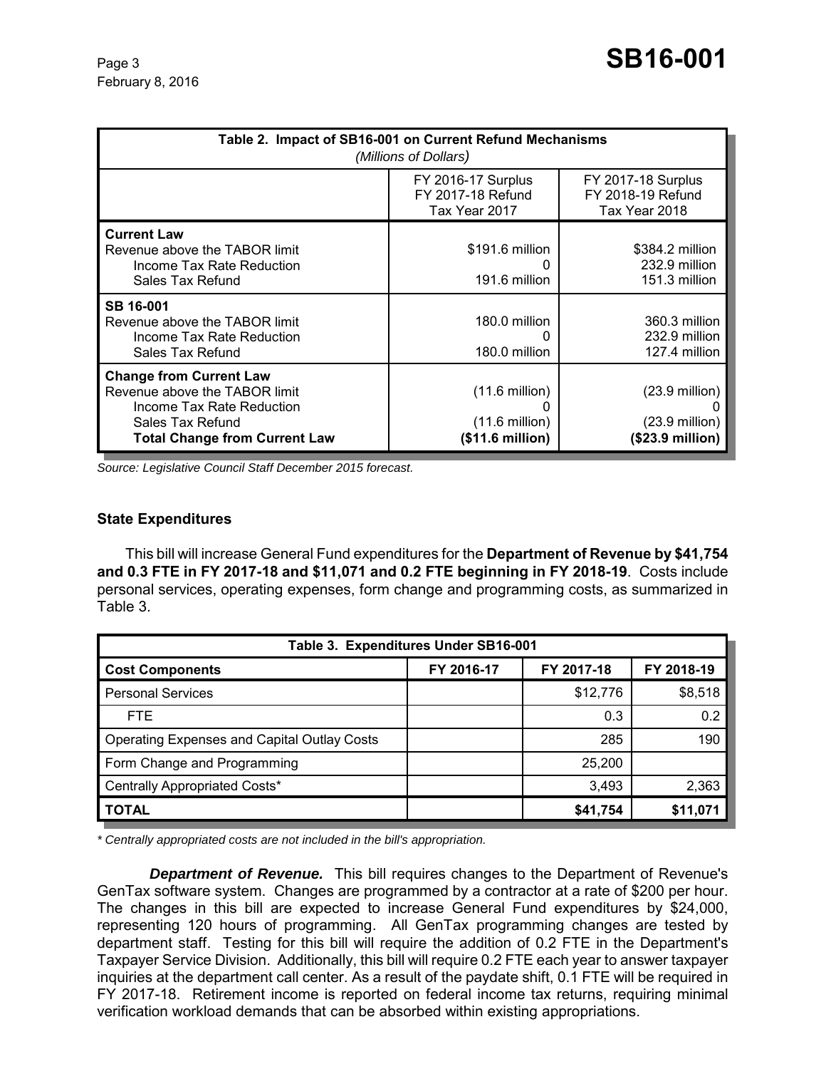| Table 2. Impact of SB16-001 on Current Refund Mechanisms *(Millions of Dollars)* | | |
|---|---|---|
| | FY 2016-17 Surplus FY 2017-18 Refund Tax Year 2017 | FY 2017-18 Surplus FY 2018-19 Refund Tax Year 2018 |
| **Current Law** | | |
| Revenue above the TABOR limit | $191.6 million | $384.2 million |
| Income Tax Rate Reduction | 0 | 232.9 million |
| Sales Tax Refund | 191.6 million | 151.3 million |
| **SB 16-001** | | |
| Revenue above the TABOR limit | 180.0 million | 360.3 million |
| Income Tax Rate Reduction | 0 | 232.9 million |
| Sales Tax Refund | 180.0 million | 127.4 million |
| **Change from Current Law** | | |
| Revenue above the TABOR limit | (11.6 million) | (23.9 million) |
| Income Tax Rate Reduction | 0 | 0 |
| Sales Tax Refund | (11.6 million) | (23.9 million) |
| **Total Change from Current Law** | **($11.6 million)** | **($23.9 million)** |

*Source: Legislative Council Staff December 2015 forecast.*

### State Expenditures

This bill will increase General Fund expenditures for the **Department of Revenue by $41,754 and 0.3 FTE in FY 2017-18 and $11,071 and 0.2 FTE beginning in FY 2018-19**. Costs include personal services, operating expenses, form change and programming costs, as summarized in Table 3.

| Table 3. Expenditures Under SB16-001 | | | |
|---|---|---|---|
| **Cost Components** | **FY 2016-17** | **FY 2017-18** | **FY 2018-19** |
| Personal Services | | $12,776 | $8,518 |
| FTE | | 0.3 | 0.2 |
| Operating Expenses and Capital Outlay Costs | | 285 | 190 |
| Form Change and Programming | | 25,200 | |
| Centrally Appropriated Costs* | | 3,493 | 2,363 |
| **TOTAL** | | **$41,754** | **$11,071** |

*\* Centrally appropriated costs are not included in the bill's appropriation.*

***Department of Revenue.*** This bill requires changes to the Department of Revenue's GenTax software system. Changes are programmed by a contractor at a rate of $200 per hour. The changes in this bill are expected to increase General Fund expenditures by $24,000, representing 120 hours of programming. All GenTax programming changes are tested by department staff. Testing for this bill will require the addition of 0.2 FTE in the Department's Taxpayer Service Division. Additionally, this bill will require 0.2 FTE each year to answer taxpayer inquiries at the department call center. As a result of the paydate shift, 0.1 FTE will be required in FY 2017-18. Retirement income is reported on federal income tax returns, requiring minimal verification workload demands that can be absorbed within existing appropriations.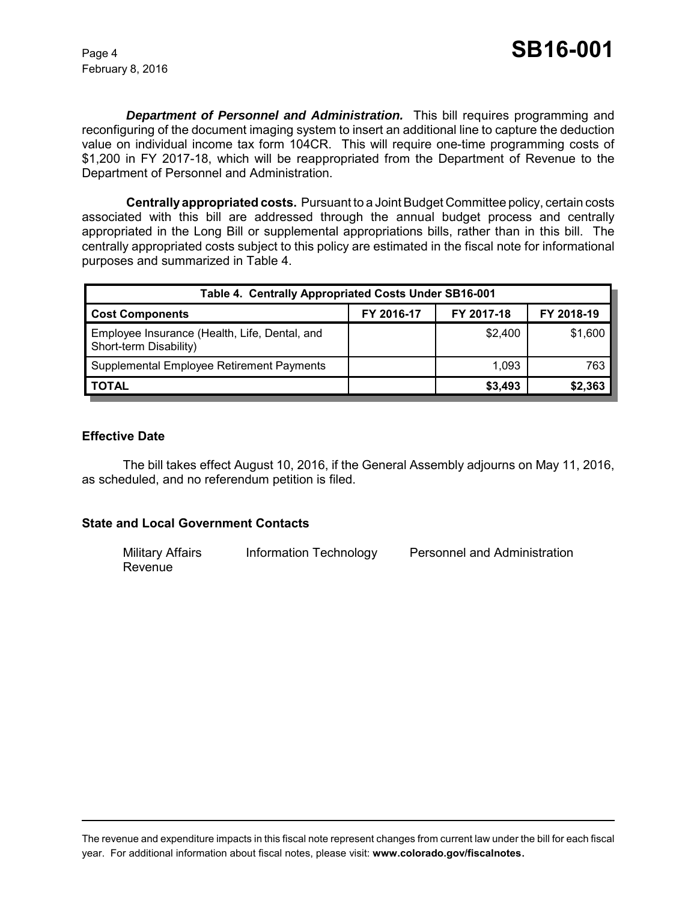***Department of Personnel and Administration.*** This bill requires programming and reconfiguring of the document imaging system to insert an additional line to capture the deduction value on individual income tax form 104CR. This will require one-time programming costs of $1,200 in FY 2017-18, which will be reappropriated from the Department of Revenue to the Department of Personnel and Administration.

**Centrally appropriated costs.** Pursuant to a Joint Budget Committee policy, certain costs associated with this bill are addressed through the annual budget process and centrally appropriated in the Long Bill or supplemental appropriations bills, rather than in this bill. The centrally appropriated costs subject to this policy are estimated in the fiscal note for informational purposes and summarized in Table 4.

**Table 4. Centrally Appropriated Costs Under SB16-001**

| Cost Components | FY 2016-17 | FY 2017-18 | FY 2018-19 |
|---|---|---|---|
| Employee Insurance (Health, Life, Dental, and Short-term Disability) | | $2,400 | $1,600 |
| Supplemental Employee Retirement Payments | | 1,093 | 763 |
| **TOTAL** | | **$3,493** | **$2,363** |

## Effective Date

The bill takes effect August 10, 2016, if the General Assembly adjourns on May 11, 2016, as scheduled, and no referendum petition is filed.

## State and Local Government Contacts

Military Affairs　　Information Technology　　Personnel and Administration
Revenue

The revenue and expenditure impacts in this fiscal note represent changes from current law under the bill for each fiscal year. For additional information about fiscal notes, please visit: **www.colorado.gov/fiscalnotes.**